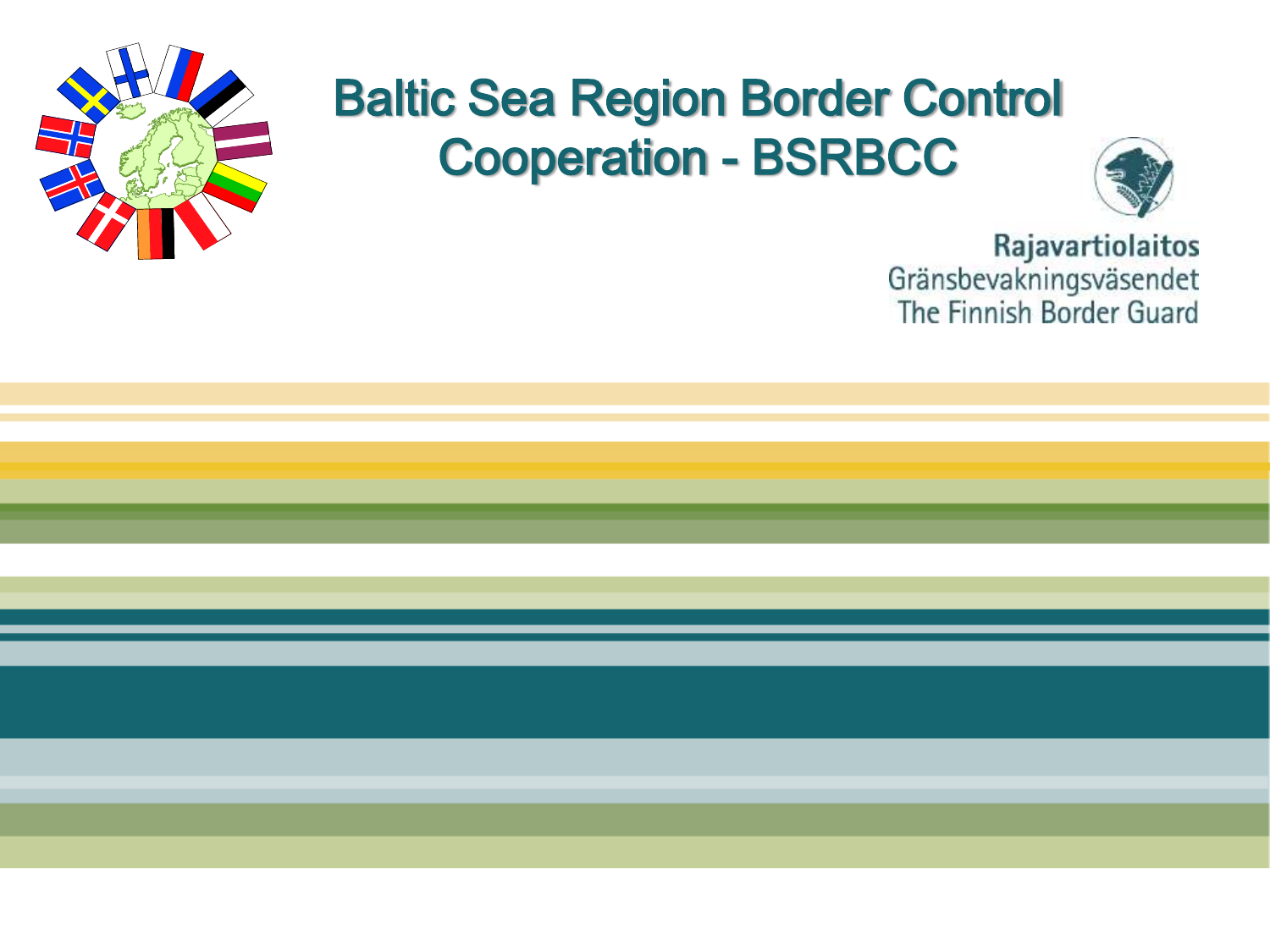# Baltic Sea Region Border Control Cooperation - BSRBCC

Rajavartiolaitos
Gränsbevakningsväsendet
The Finnish Border Guard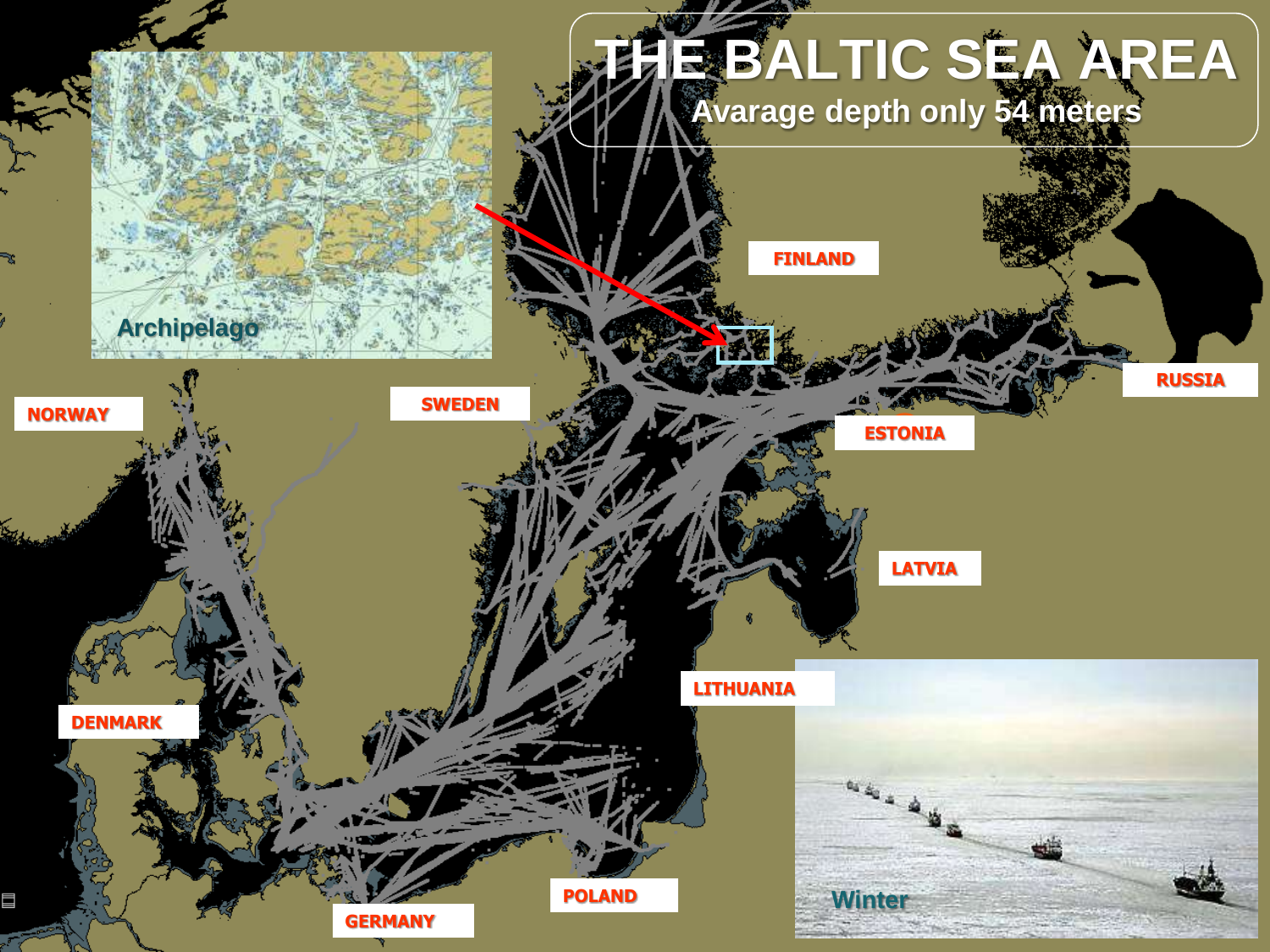# THE BALTIC SEA AREA

## Avarage depth only 54 meters

Archipelago

NORWAY

SWEDEN

FINLAND

RUSSIA

ESTONIA

LATVIA

LITHUANIA

DENMARK

POLAND

GERMANY

Winter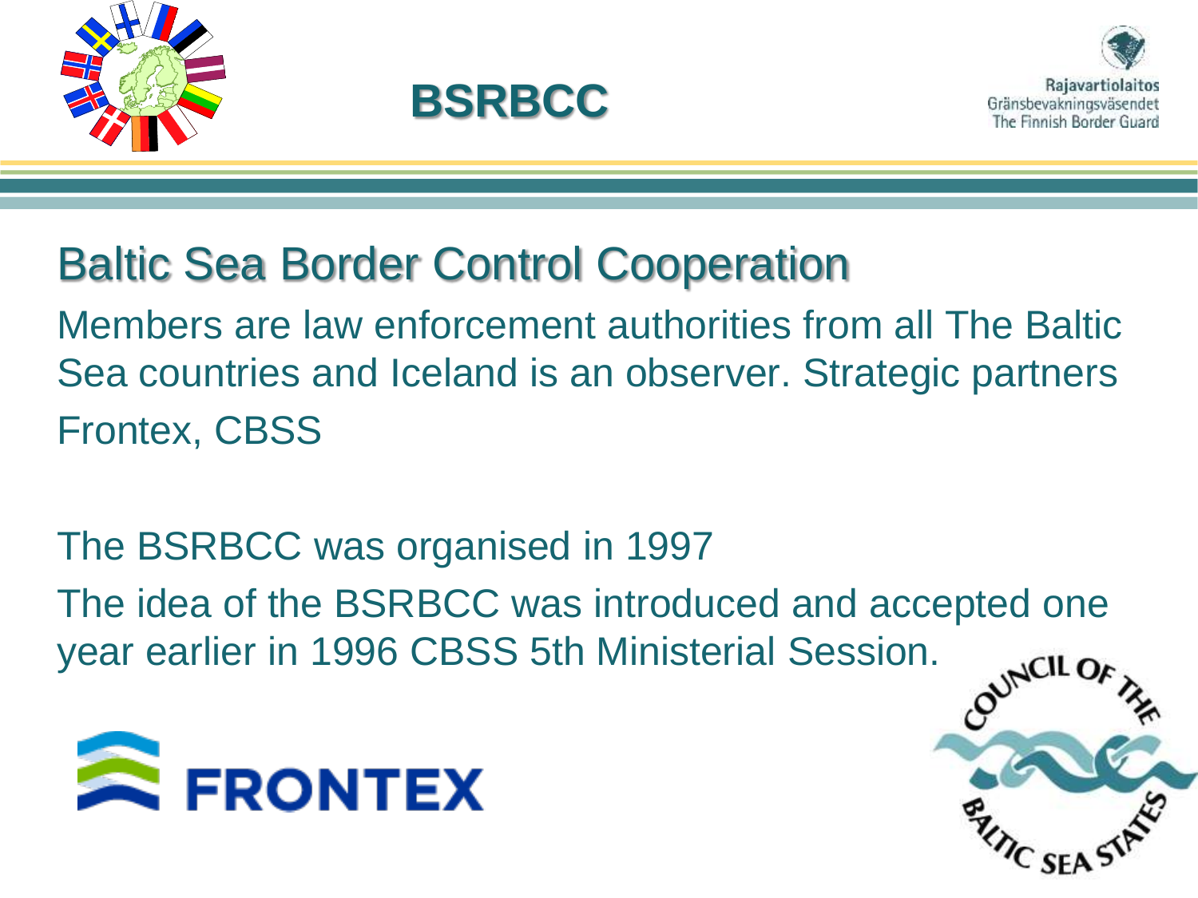# BSRBCC

## Baltic Sea Border Control Cooperation

Members are law enforcement authorities from all The Baltic Sea countries and Iceland is an observer. Strategic partners Frontex, CBSS

The BSRBCC was organised in 1997

The idea of the BSRBCC was introduced and accepted one year earlier in 1996 CBSS 5th Ministerial Session.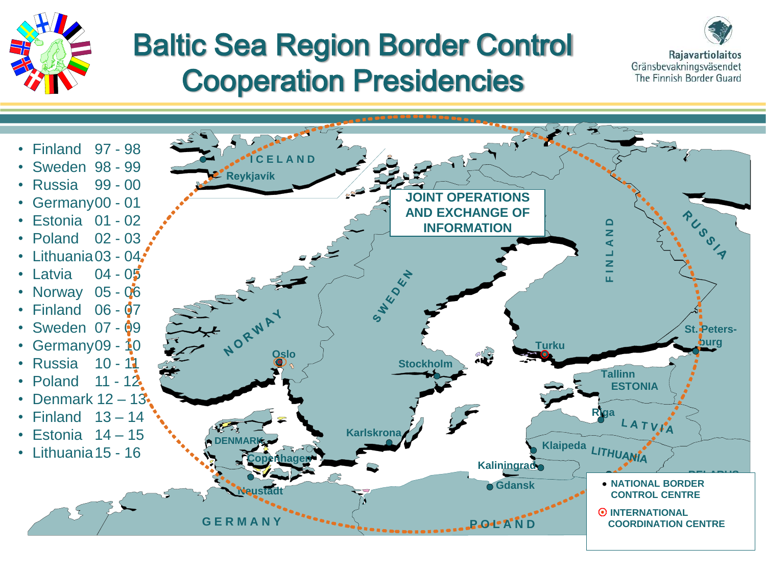# Baltic Sea Region Border Control Cooperation Presidencies

Rajavartiolaitos
Gränsbevakningsväsendet
The Finnish Border Guard

- Finland 97 - 98
- Sweden 98 - 99
- Russia 99 - 00
- Germany 00 - 01
- Estonia 01 - 02
- Poland 02 - 03
- Lithuania 03 - 04
- Latvia 04 - 05
- Norway 05 - 06
- Finland 06 - 07
- Sweden 07 - 09
- Germany 09 - 10
- Russia 10 - 11
- Poland 11 - 12
- Denmark 12 – 13
- Finland 13 – 14
- Estonia 14 – 15
- Lithuania 15 - 16

JOINT OPERATIONS AND EXCHANGE OF INFORMATION

ICELAND, Reykjavík, NORWAY, Oslo, SWEDEN, Stockholm, Karlskrona, FINLAND, Turku, RUSSIA, St. Peters-burg, Tallinn, ESTONIA, Riga, LATVIA, Klaipeda, LITHUANIA, Kaliningrad, Gdansk, POLAND, DENMARK, Copenhagen, Neustadt, GERMANY, BELARUS

- NATIONAL BORDER CONTROL CENTRE
- INTERNATIONAL COORDINATION CENTRE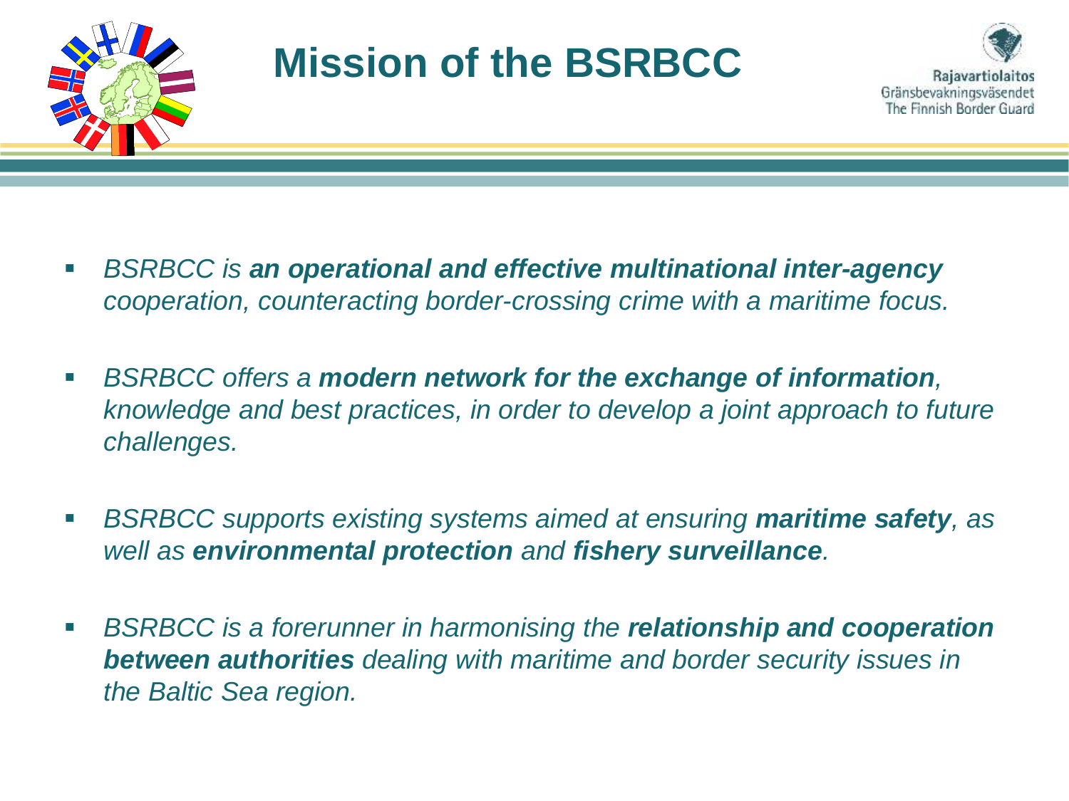# Mission of the BSRBCC

- *BSRBCC is **an operational and effective multinational inter-agency** cooperation, counteracting border-crossing crime with a maritime focus.*

- *BSRBCC offers a **modern network for the exchange of information**, knowledge and best practices, in order to develop a joint approach to future challenges.*

- *BSRBCC supports existing systems aimed at ensuring **maritime safety**, as well as **environmental protection** and **fishery surveillance**.*

- *BSRBCC is a forerunner in harmonising the **relationship and cooperation between authorities** dealing with maritime and border security issues in the Baltic Sea region.*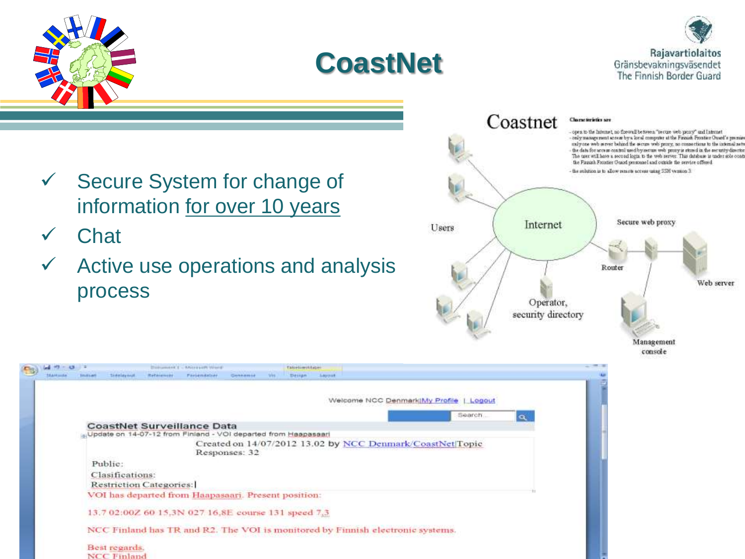# CoastNet

Rajavartiolaitos
Gränsbevakningsväsendet
The Finnish Border Guard

- ✓ Secure System for change of information for over 10 years
- ✓ Chat
- ✓ Active use operations and analysis process

Coastnet

Users — Internet — Secure web proxy — Router — Web server — Operator, security directory — Management console

Welcome NCC Denmark|My Profile | Logout

Search

**CoastNet Surveillance Data**

Update on 14-07-12 from Finland - VOI departed from Haapasaari

Created on 14/07/2012 13.02 by NCC Denmark/CoastNet|Topic
Responses: 32

Public:
Clasifications:
Restriction Categories:

VOI has departed from Haapasaari. Present position:

13.7 02:00Z 60 15,3N 027 16,8E course 131 speed 7,3

NCC Finland has TR and R2. The VOI is monitored by Finnish electronic systems.

Best regards,
NCC Finland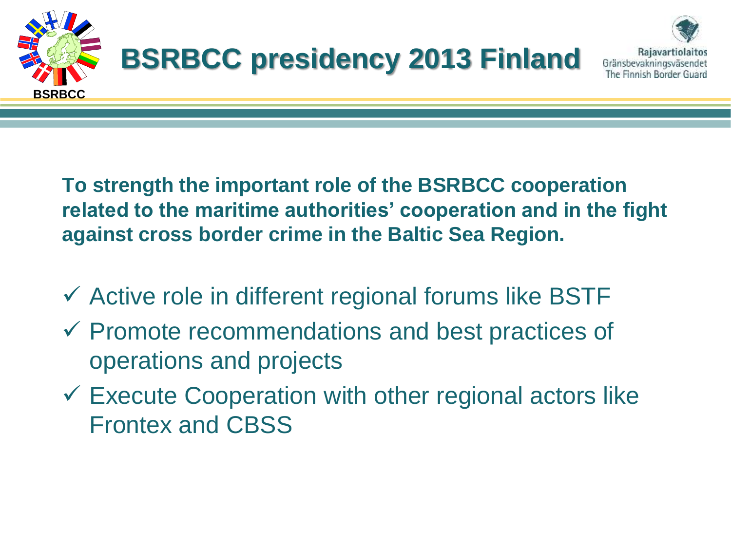# BSRBCC presidency 2013 Finland

**To strength the important role of the BSRBCC cooperation related to the maritime authorities' cooperation and in the fight against cross border crime in the Baltic Sea Region.**

- ✓ Active role in different regional forums like BSTF
- ✓ Promote recommendations and best practices of operations and projects
- ✓ Execute Cooperation with other regional actors like Frontex and CBSS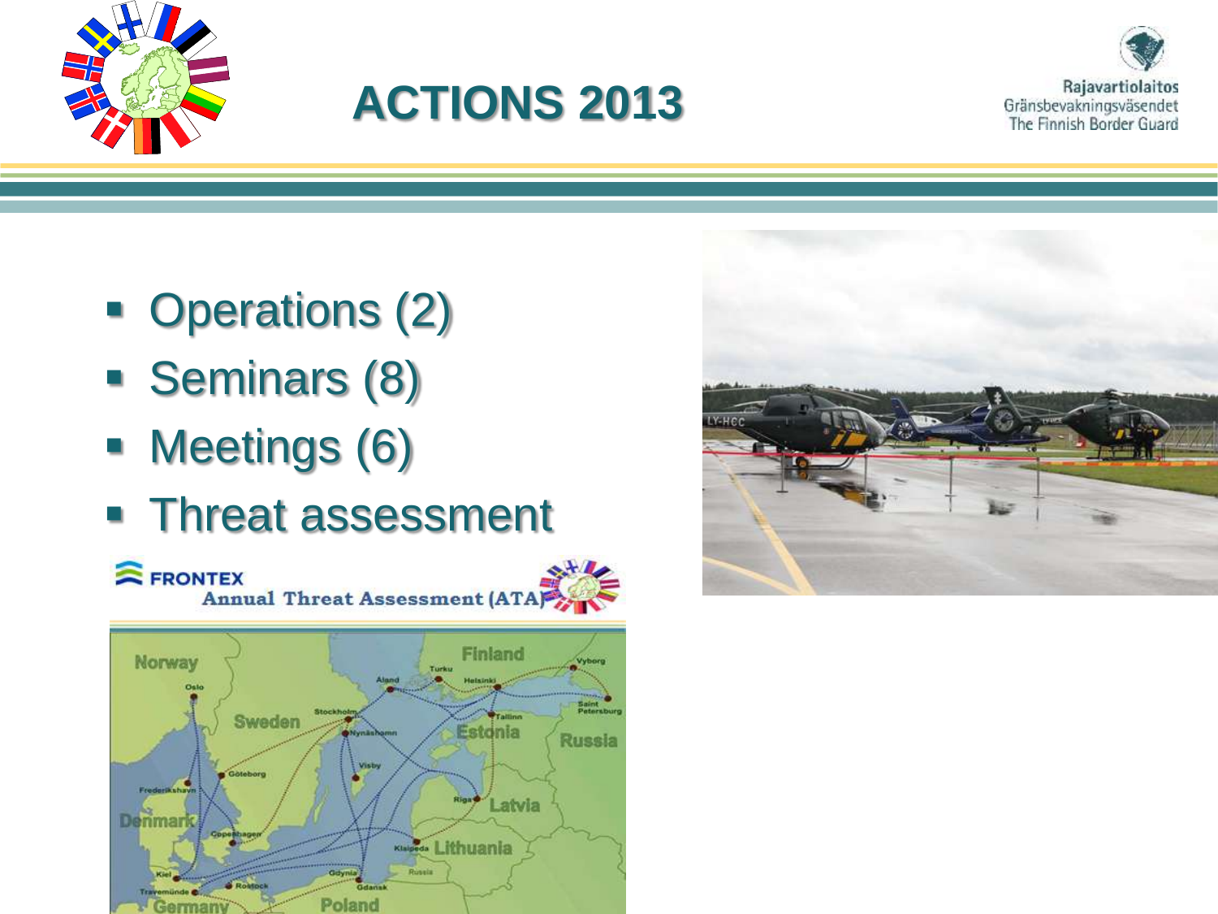# ACTIONS 2013

- Operations (2)
- Seminars (8)
- Meetings (6)
- Threat assessment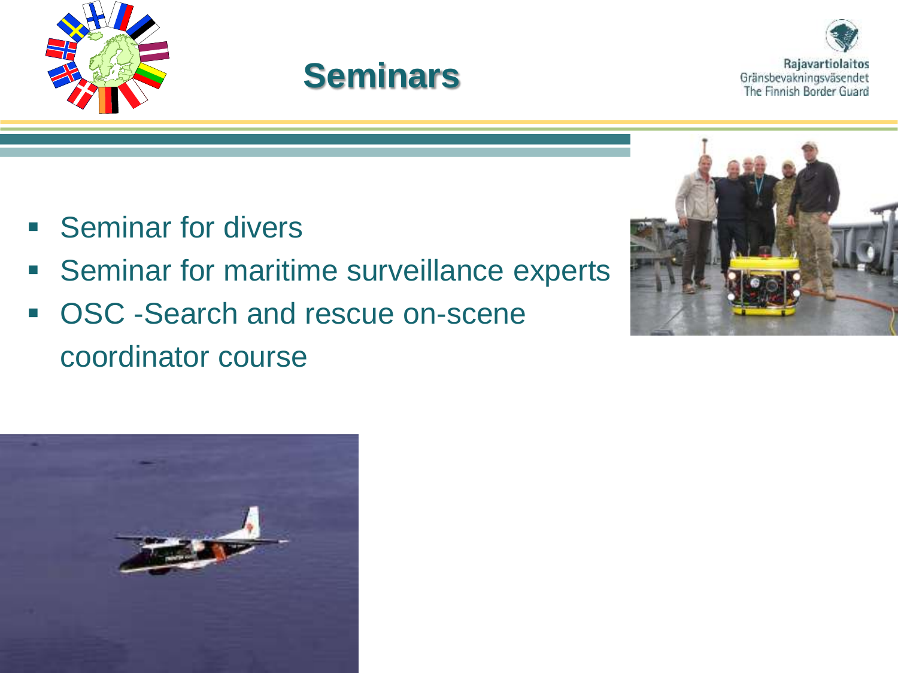# Seminars

- Seminar for divers
- Seminar for maritime surveillance experts
- OSC -Search and rescue on-scene coordinator course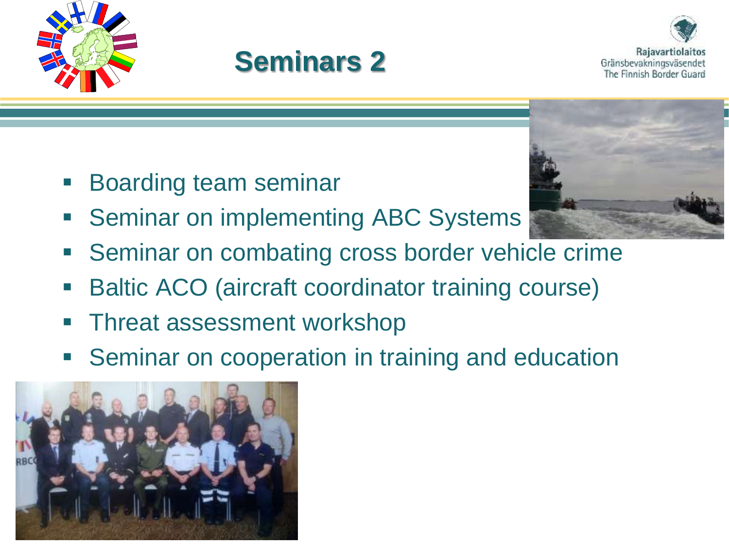# Seminars 2

- Boarding team seminar
- Seminar on implementing ABC Systems
- Seminar on combating cross border vehicle crime
- Baltic ACO (aircraft coordinator training course)
- Threat assessment workshop
- Seminar on cooperation in training and education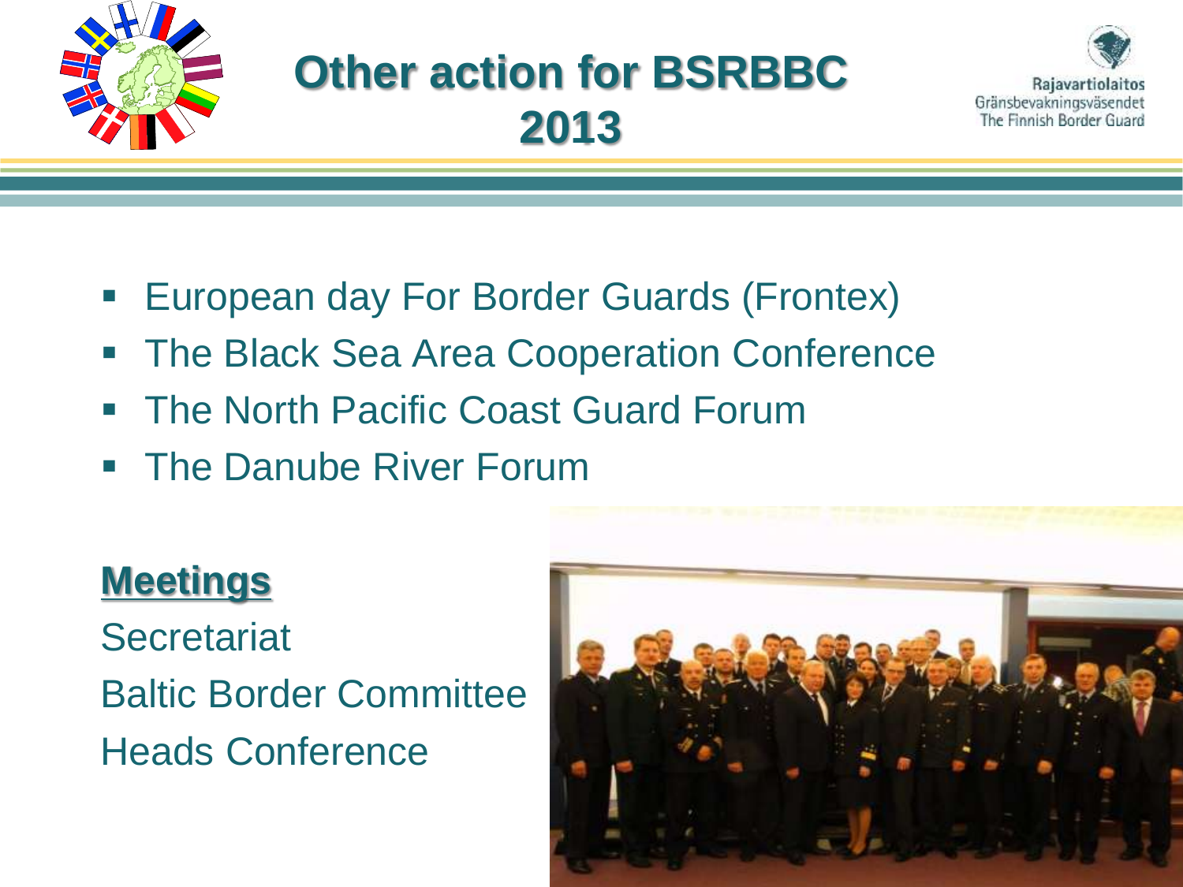# Other action for BSRBBC 2013

- European day For Border Guards (Frontex)
- The Black Sea Area Cooperation Conference
- The North Pacific Coast Guard Forum
- The Danube River Forum

**Meetings**

Secretariat

Baltic Border Committee

Heads Conference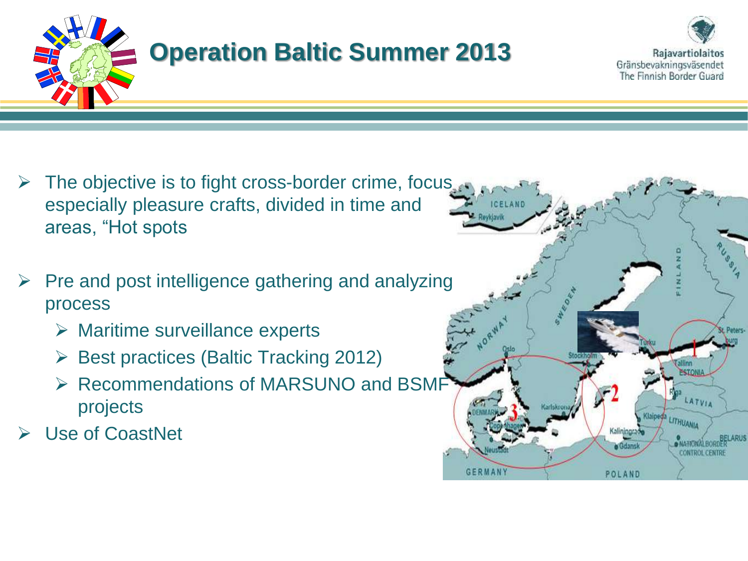# Operation Baltic Summer 2013

Rajavartiolaitos
Gränsbevakningsväsendet
The Finnish Border Guard

- The objective is to fight cross-border crime, focus especially pleasure crafts, divided in time and areas, “Hot spots
- Pre and post intelligence gathering and analyzing process
  - Maritime surveillance experts
  - Best practices (Baltic Tracking 2012)
  - Recommendations of MARSUNO and BSMF projects
- Use of CoastNet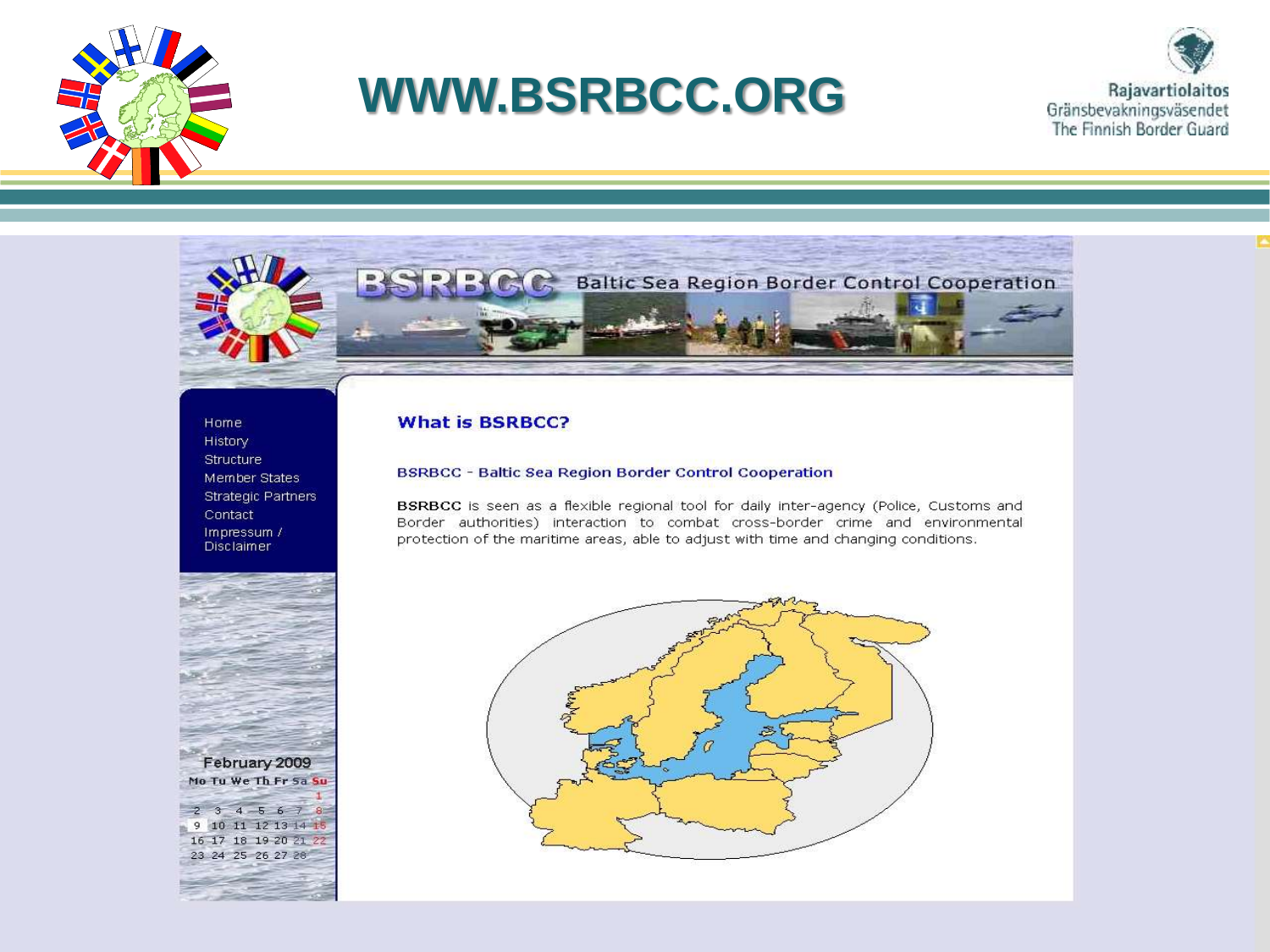# WWW.BSRBCC.ORG

Rajavartiolaitos
Gränsbevakningsväsendet
The Finnish Border Guard

BSRBCC Baltic Sea Region Border Control Cooperation

- Home
- History
- Structure
- Member States
- Strategic Partners
- Contact
- Impressum / Disclaimer

## What is BSRBCC?

### BSRBCC - Baltic Sea Region Border Control Cooperation

**BSRBCC** is seen as a flexible regional tool for daily inter-agency (Police, Customs and Border authorities) interaction to combat cross-border crime and environmental protection of the maritime areas, able to adjust with time and changing conditions.

February 2009

| Mo | Tu | We | Th | Fr | Sa | Su |
|---|---|---|---|---|---|---|
| | | | | | | 1 |
| 2 | 3 | 4 | 5 | 6 | 7 | 8 |
| 9 | 10 | 11 | 12 | 13 | 14 | 15 |
| 16 | 17 | 18 | 19 | 20 | 21 | 22 |
| 23 | 24 | 25 | 26 | 27 | 28 | |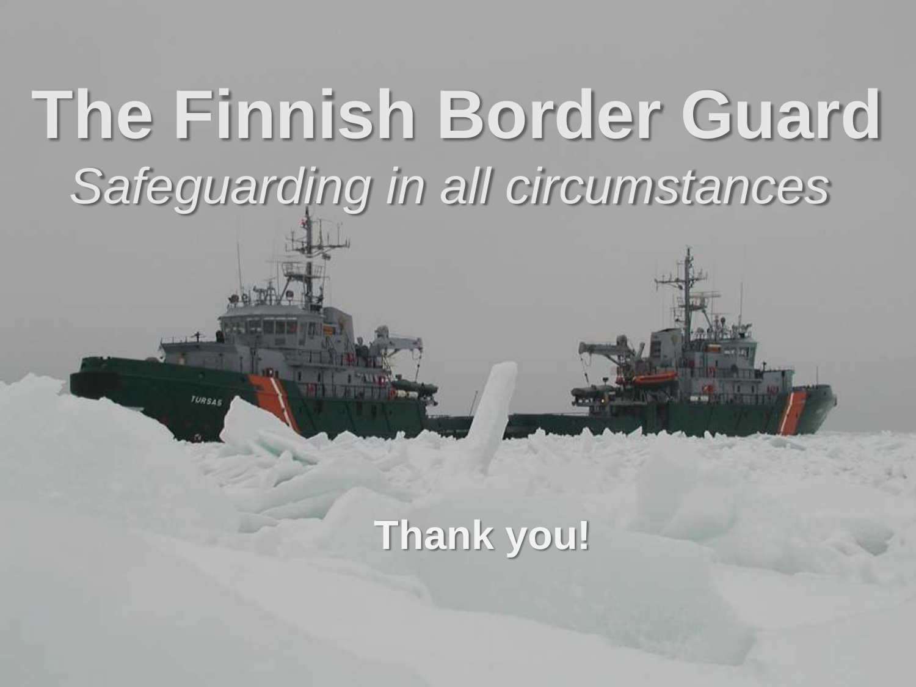# The Finnish Border Guard

*Safeguarding in all circumstances*

**Thank you!**